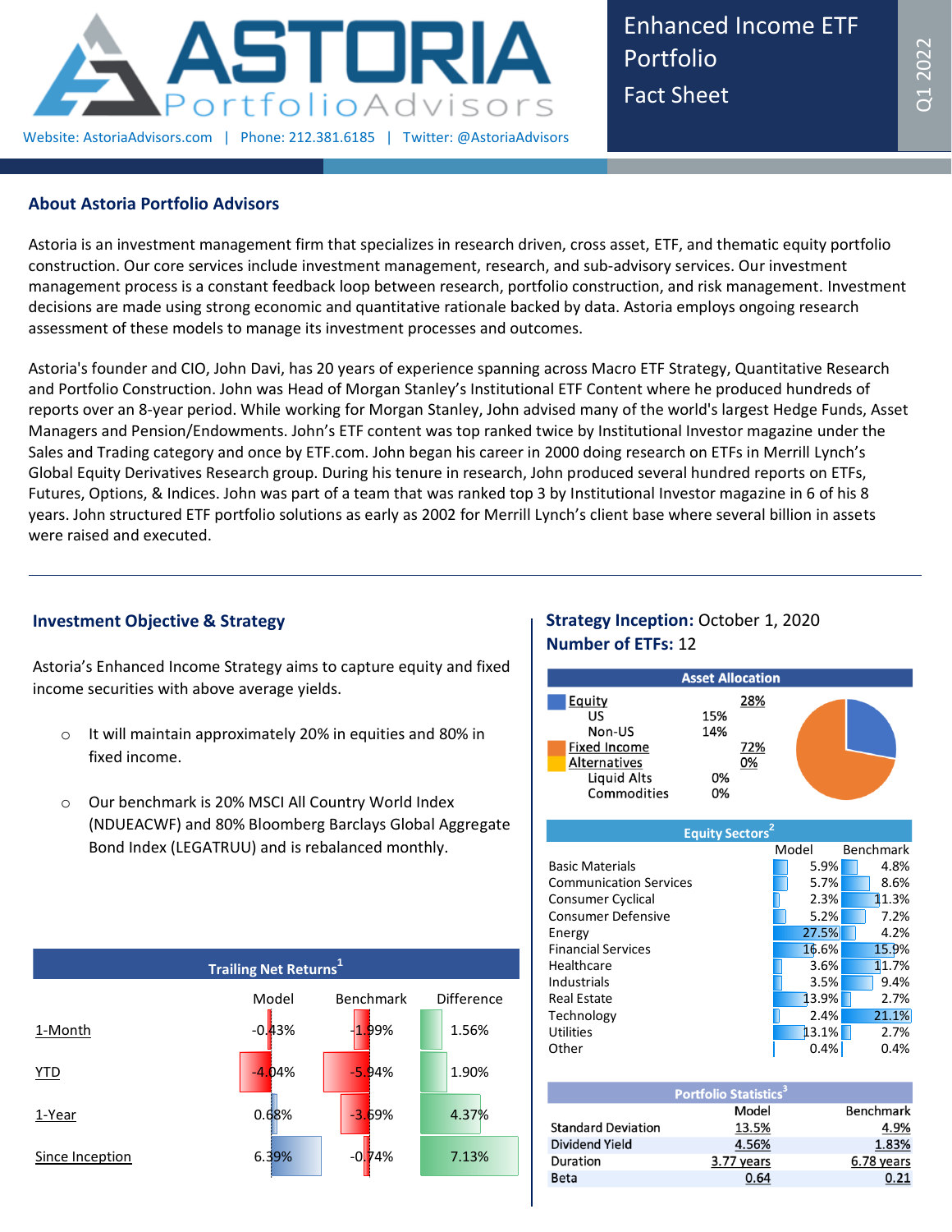# ASTORIA PortfolioAdvisors

Website: AstoriaAdvisors.com | Phone: 212.381.6185 | Twitter: @AstoriaAdvisors

## Enhanced Income ETF Portfolio Fact Sheet

Q1 2022

## About Astoria Portfolio Advisors

Astoria is an investment management firm that specializes in research driven, cross asset, ETF, and thematic equity portfolio construction. Our core services include investment management, research, and sub-advisory services. Our investment management process is a constant feedback loop between research, portfolio construction, and risk management. Investment decisions are made using strong economic and quantitative rationale backed by data. Astoria employs ongoing research assessment of these models to manage its investment processes and outcomes.

Astoria's founder and CIO, John Davi, has 20 years of experience spanning across Macro ETF Strategy, Quantitative Research and Portfolio Construction. John was Head of Morgan Stanley's Institutional ETF Content where he produced hundreds of reports over an 8-year period. While working for Morgan Stanley, John advised many of the world's largest Hedge Funds, Asset Managers and Pension/Endowments. John's ETF content was top ranked twice by Institutional Investor magazine under the Sales and Trading category and once by ETF.com. John began his career in 2000 doing research on ETFs in Merrill Lynch's Global Equity Derivatives Research group. During his tenure in research, John produced several hundred reports on ETFs, Futures, Options, & Indices. John was part of a team that was ranked top 3 by Institutional Investor magazine in 6 of his 8 years. John structured ETF portfolio solutions as early as 2002 for Merrill Lynch's client base where several billion in assets were raised and executed.

## Investment Objective & Strategy

Astoria's Enhanced Income Strategy aims to capture equity and fixed income securities with above average yields.

- It will maintain approximately 20% in equities and 80% in fixed income.
- Our benchmark is 20% MSCI All Country World Index (NDUEACWF) and 80% Bloomberg Barclays Global Aggregate Bond Index (LEGATRUU) and is rebalanced monthly.

**Trailing Net Returns[1]**

| | Model | Benchmark | Difference |
|---|---|---|---|
| 1-Month | -0.43% | -1.99% | 1.56% |
| YTD | -4.04% | -5.94% | 1.90% |
| 1-Year | 0.68% | -3.69% | 4.37% |
| Since Inception | 6.39% | -0.74% | 7.13% |

**Strategy Inception:** October 1, 2020

**Number of ETFs:** 12

**Asset Allocation**

| | | |
|---|---|---|
| Equity | | 28% |
| US | 15% | |
| Non-US | 14% | |
| Fixed Income | | 72% |
| Alternatives | | 0% |
| Liquid Alts | 0% | |
| Commodities | 0% | |

**Equity Sectors[2]**

| | Model | Benchmark |
|---|---|---|
| Basic Materials | 5.9% | 4.8% |
| Communication Services | 5.7% | 8.6% |
| Consumer Cyclical | 2.3% | 11.3% |
| Consumer Defensive | 5.2% | 7.2% |
| Energy | 27.5% | 4.2% |
| Financial Services | 16.6% | 15.9% |
| Healthcare | 3.6% | 11.7% |
| Industrials | 3.5% | 9.4% |
| Real Estate | 13.9% | 2.7% |
| Technology | 2.4% | 21.1% |
| Utilities | 13.1% | 2.7% |
| Other | 0.4% | 0.4% |

**Portfolio Statistics[3]**

| | Model | Benchmark |
|---|---|---|
| Standard Deviation | 13.5% | 4.9% |
| Dividend Yield | 4.56% | 1.83% |
| Duration | 3.77 years | 6.78 years |
| Beta | 0.64 | 0.21 |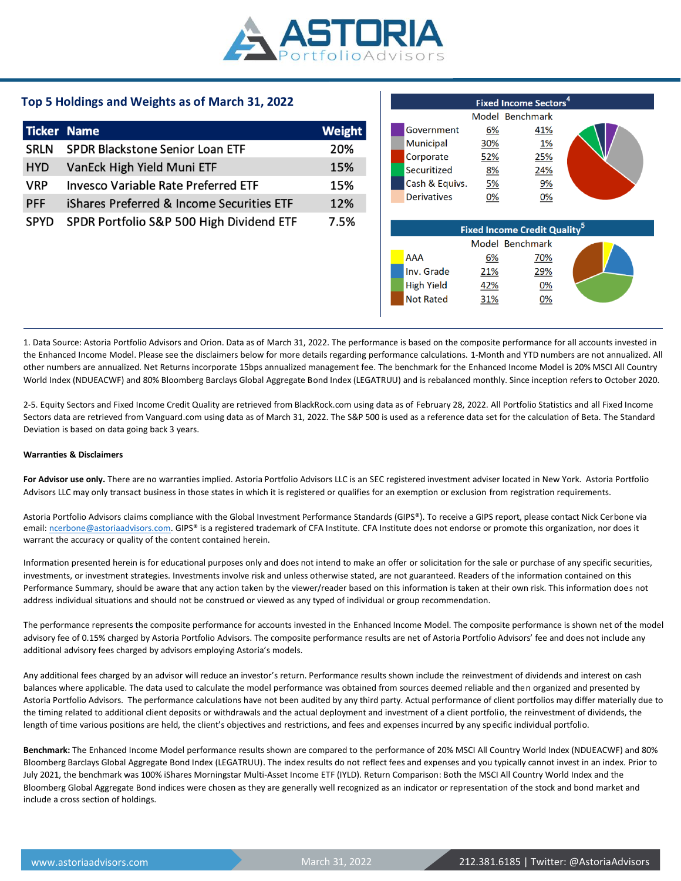## Top 5 Holdings and Weights as of March 31, 2022

| Ticker | Name | Weight |
|---|---|---|
| SRLN | SPDR Blackstone Senior Loan ETF | 20% |
| HYD | VanEck High Yield Muni ETF | 15% |
| VRP | Invesco Variable Rate Preferred ETF | 15% |
| PFF | iShares Preferred & Income Securities ETF | 12% |
| SPYD | SPDR Portfolio S&P 500 High Dividend ETF | 7.5% |

### Fixed Income Sectors[4]

| | Model | Benchmark |
|---|---|---|
| Government | 6% | 41% |
| Municipal | 30% | 1% |
| Corporate | 52% | 25% |
| Securitized | 8% | 24% |
| Cash & Equivs. | 5% | 9% |
| Derivatives | 0% | 0% |

### Fixed Income Credit Quality[5]

| | Model | Benchmark |
|---|---|---|
| AAA | 6% | 70% |
| Inv. Grade | 21% | 29% |
| High Yield | 42% | 0% |
| Not Rated | 31% | 0% |

1. Data Source: Astoria Portfolio Advisors and Orion. Data as of March 31, 2022. The performance is based on the composite performance for all accounts invested in the Enhanced Income Model. Please see the disclaimers below for more details regarding performance calculations. 1-Month and YTD numbers are not annualized. All other numbers are annualized. Net Returns incorporate 15bps annualized management fee. The benchmark for the Enhanced Income Model is 20% MSCI All Country World Index (NDUEACWF) and 80% Bloomberg Barclays Global Aggregate Bond Index (LEGATRUU) and is rebalanced monthly. Since inception refers to October 2020.

2-5. Equity Sectors and Fixed Income Credit Quality are retrieved from BlackRock.com using data as of February 28, 2022. All Portfolio Statistics and all Fixed Income Sectors data are retrieved from Vanguard.com using data as of March 31, 2022. The S&P 500 is used as a reference data set for the calculation of Beta. The Standard Deviation is based on data going back 3 years.

**Warranties & Disclaimers**

**For Advisor use only.** There are no warranties implied. Astoria Portfolio Advisors LLC is an SEC registered investment adviser located in New York. Astoria Portfolio Advisors LLC may only transact business in those states in which it is registered or qualifies for an exemption or exclusion from registration requirements.

Astoria Portfolio Advisors claims compliance with the Global Investment Performance Standards (GIPS®). To receive a GIPS report, please contact Nick Cerbone via email: ncerbone@astoriaadvisors.com. GIPS® is a registered trademark of CFA Institute. CFA Institute does not endorse or promote this organization, nor does it warrant the accuracy or quality of the content contained herein.

Information presented herein is for educational purposes only and does not intend to make an offer or solicitation for the sale or purchase of any specific securities, investments, or investment strategies. Investments involve risk and unless otherwise stated, are not guaranteed. Readers of the information contained on this Performance Summary, should be aware that any action taken by the viewer/reader based on this information is taken at their own risk. This information does not address individual situations and should not be construed or viewed as any typed of individual or group recommendation.

The performance represents the composite performance for accounts invested in the Enhanced Income Model. The composite performance is shown net of the model advisory fee of 0.15% charged by Astoria Portfolio Advisors. The composite performance results are net of Astoria Portfolio Advisors' fee and does not include any additional advisory fees charged by advisors employing Astoria's models.

Any additional fees charged by an advisor will reduce an investor's return. Performance results shown include the reinvestment of dividends and interest on cash balances where applicable. The data used to calculate the model performance was obtained from sources deemed reliable and then organized and presented by Astoria Portfolio Advisors. The performance calculations have not been audited by any third party. Actual performance of client portfolios may differ materially due to the timing related to additional client deposits or withdrawals and the actual deployment and investment of a client portfolio, the reinvestment of dividends, the length of time various positions are held, the client's objectives and restrictions, and fees and expenses incurred by any specific individual portfolio.

**Benchmark:** The Enhanced Income Model performance results shown are compared to the performance of 20% MSCI All Country World Index (NDUEACWF) and 80% Bloomberg Barclays Global Aggregate Bond Index (LEGATRUU). The index results do not reflect fees and expenses and you typically cannot invest in an index. Prior to July 2021, the benchmark was 100% iShares Morningstar Multi-Asset Income ETF (IYLD). Return Comparison: Both the MSCI All Country World Index and the Bloomberg Global Aggregate Bond indices were chosen as they are generally well recognized as an indicator or representation of the stock and bond market and include a cross section of holdings.

www.astoriaadvisors.com | March 31, 2022 | 212.381.6185 | Twitter: @AstoriaAdvisors